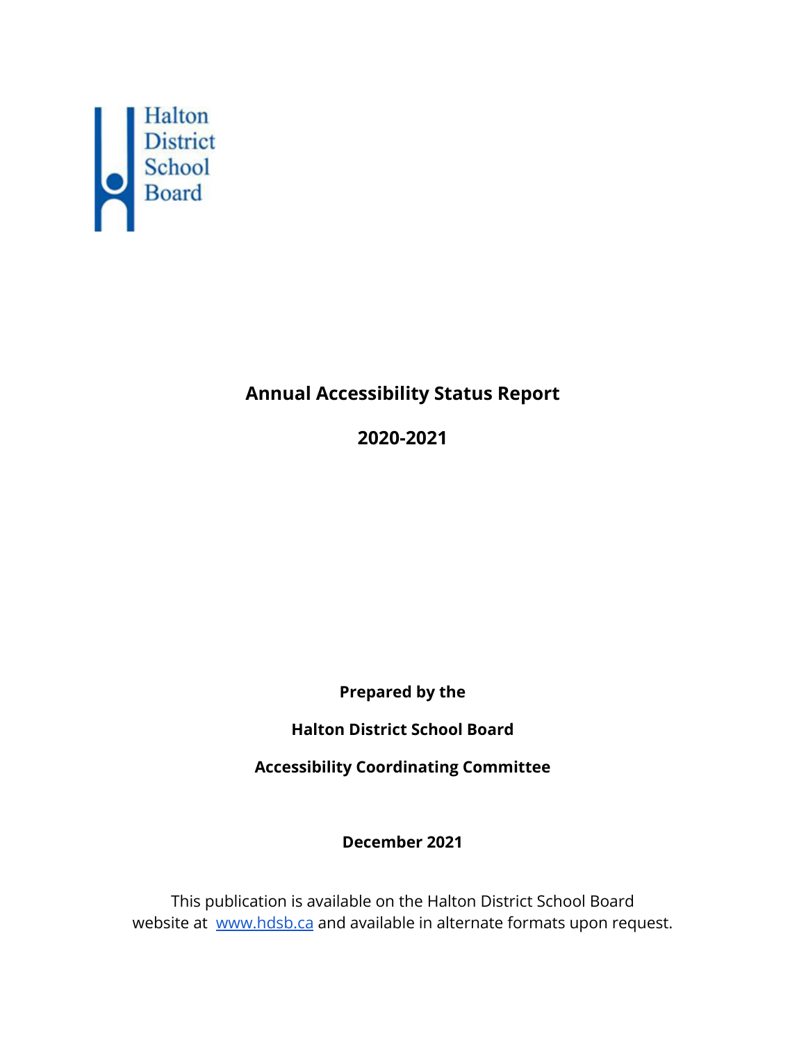Halton District School Board

# Annual Accessibility Status Report

## 2020-2021

**Prepared by the**

**Halton District School Board**

**Accessibility Coordinating Committee**

**December 2021**

This publication is available on the Halton District School Board website at [www.hdsb.ca](http://www.hdsb.ca) and available in alternate formats upon request.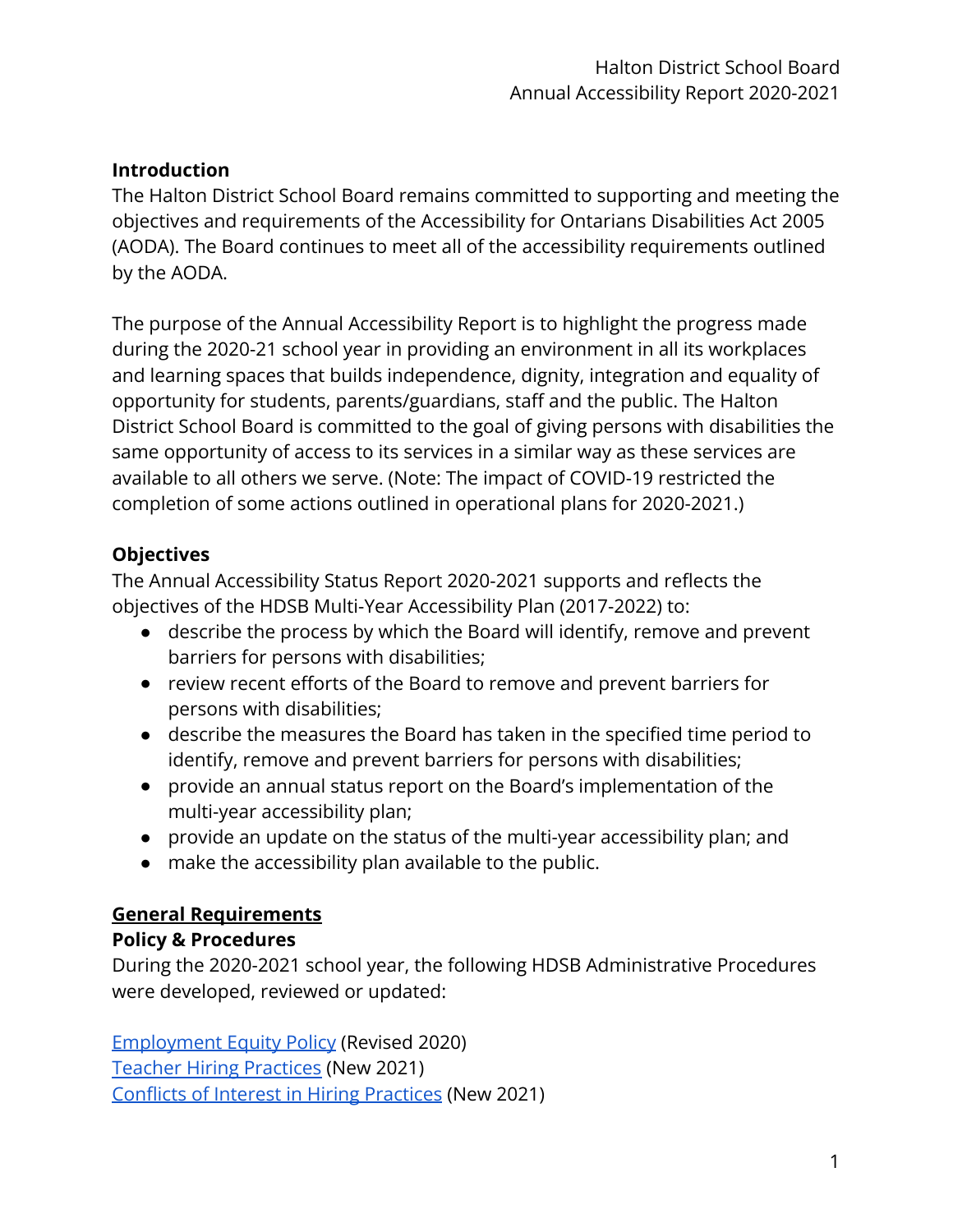## Introduction

The Halton District School Board remains committed to supporting and meeting the objectives and requirements of the Accessibility for Ontarians Disabilities Act 2005 (AODA). The Board continues to meet all of the accessibility requirements outlined by the AODA.

The purpose of the Annual Accessibility Report is to highlight the progress made during the 2020-21 school year in providing an environment in all its workplaces and learning spaces that builds independence, dignity, integration and equality of opportunity for students, parents/guardians, staff and the public. The Halton District School Board is committed to the goal of giving persons with disabilities the same opportunity of access to its services in a similar way as these services are available to all others we serve. (Note: The impact of COVID-19 restricted the completion of some actions outlined in operational plans for 2020-2021.)

## Objectives

The Annual Accessibility Status Report 2020-2021 supports and reflects the objectives of the HDSB Multi-Year Accessibility Plan (2017-2022) to:

- describe the process by which the Board will identify, remove and prevent barriers for persons with disabilities;
- review recent efforts of the Board to remove and prevent barriers for persons with disabilities;
- describe the measures the Board has taken in the specified time period to identify, remove and prevent barriers for persons with disabilities;
- provide an annual status report on the Board's implementation of the multi-year accessibility plan;
- provide an update on the status of the multi-year accessibility plan; and
- make the accessibility plan available to the public.

## General Requirements

### Policy & Procedures

During the 2020-2021 school year, the following HDSB Administrative Procedures were developed, reviewed or updated:

Employment Equity Policy (Revised 2020)
Teacher Hiring Practices (New 2021)
Conflicts of Interest in Hiring Practices (New 2021)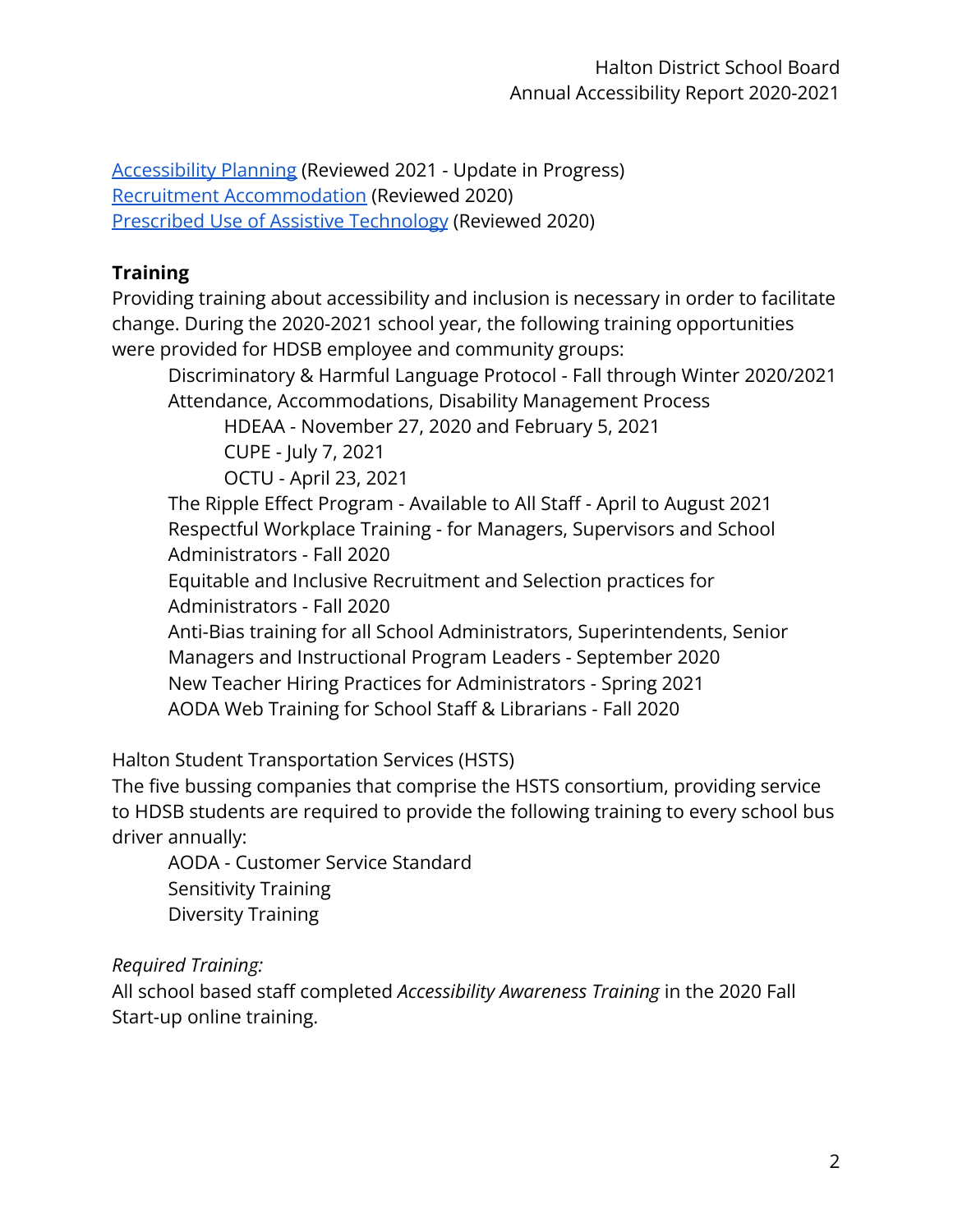[Accessibility Planning] (Reviewed 2021 - Update in Progress)
[Recruitment Accommodation] (Reviewed 2020)
[Prescribed Use of Assistive Technology] (Reviewed 2020)

**Training**

Providing training about accessibility and inclusion is necessary in order to facilitate change. During the 2020-2021 school year, the following training opportunities were provided for HDSB employee and community groups:

- Discriminatory & Harmful Language Protocol - Fall through Winter 2020/2021
- Attendance, Accommodations, Disability Management Process
  - HDEAA - November 27, 2020 and February 5, 2021
  - CUPE - July 7, 2021
  - OCTU - April 23, 2021
- The Ripple Effect Program - Available to All Staff - April to August 2021
- Respectful Workplace Training - for Managers, Supervisors and School Administrators - Fall 2020
- Equitable and Inclusive Recruitment and Selection practices for Administrators - Fall 2020
- Anti-Bias training for all School Administrators, Superintendents, Senior Managers and Instructional Program Leaders - September 2020
- New Teacher Hiring Practices for Administrators - Spring 2021
- AODA Web Training for School Staff & Librarians - Fall 2020

Halton Student Transportation Services (HSTS)

The five bussing companies that comprise the HSTS consortium, providing service to HDSB students are required to provide the following training to every school bus driver annually:

- AODA - Customer Service Standard
- Sensitivity Training
- Diversity Training

*Required Training:*

All school based staff completed *Accessibility Awareness Training* in the 2020 Fall Start-up online training.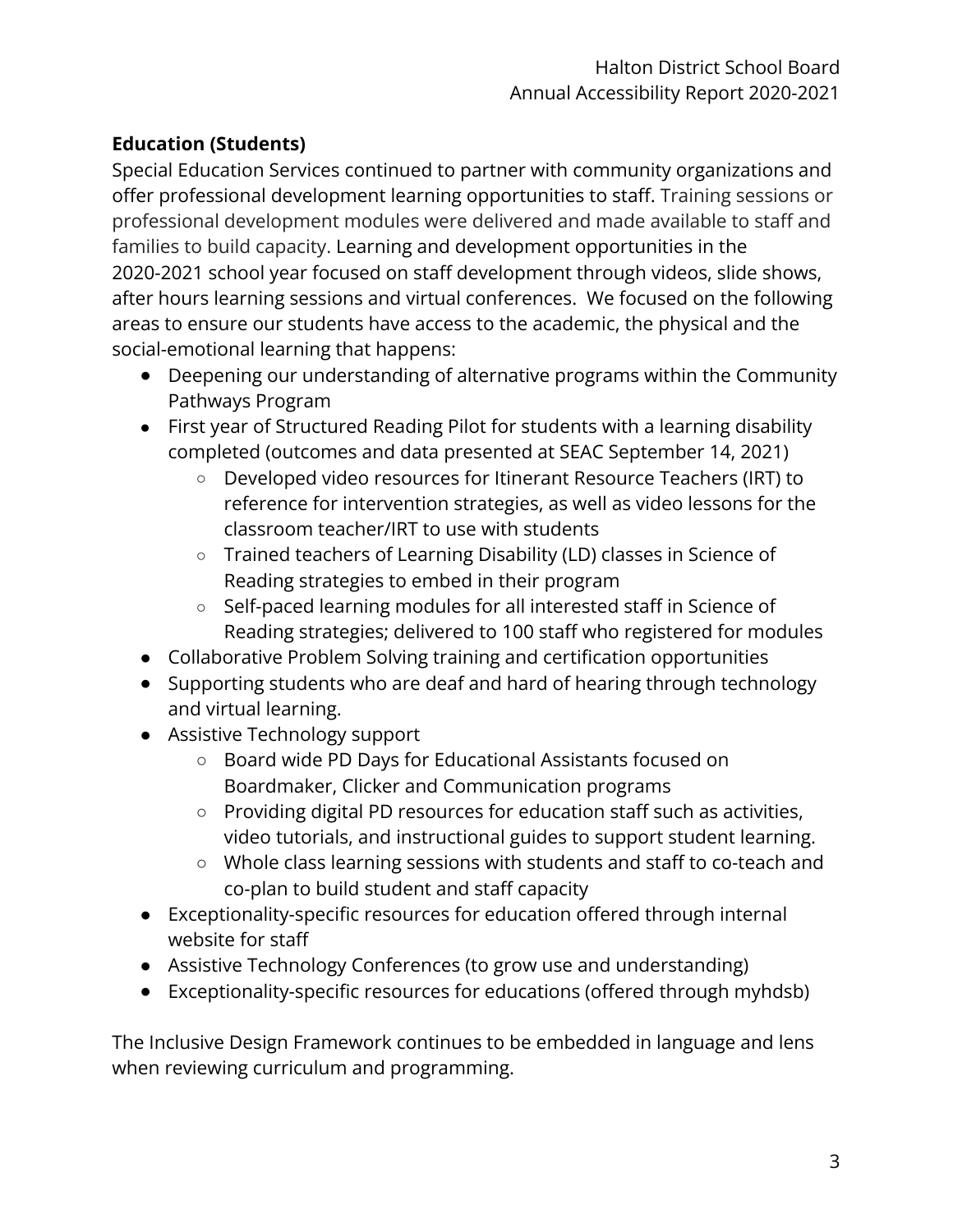**Education (Students)**

Special Education Services continued to partner with community organizations and offer professional development learning opportunities to staff. Training sessions or professional development modules were delivered and made available to staff and families to build capacity. Learning and development opportunities in the 2020-2021 school year focused on staff development through videos, slide shows, after hours learning sessions and virtual conferences. We focused on the following areas to ensure our students have access to the academic, the physical and the social-emotional learning that happens:

- Deepening our understanding of alternative programs within the Community Pathways Program
- First year of Structured Reading Pilot for students with a learning disability completed (outcomes and data presented at SEAC September 14, 2021)
    - Developed video resources for Itinerant Resource Teachers (IRT) to reference for intervention strategies, as well as video lessons for the classroom teacher/IRT to use with students
    - Trained teachers of Learning Disability (LD) classes in Science of Reading strategies to embed in their program
    - Self-paced learning modules for all interested staff in Science of Reading strategies; delivered to 100 staff who registered for modules
- Collaborative Problem Solving training and certification opportunities
- Supporting students who are deaf and hard of hearing through technology and virtual learning.
- Assistive Technology support
    - Board wide PD Days for Educational Assistants focused on Boardmaker, Clicker and Communication programs
    - Providing digital PD resources for education staff such as activities, video tutorials, and instructional guides to support student learning.
    - Whole class learning sessions with students and staff to co-teach and co-plan to build student and staff capacity
- Exceptionality-specific resources for education offered through internal website for staff
- Assistive Technology Conferences (to grow use and understanding)
- Exceptionality-specific resources for educations (offered through myhdsb)

The Inclusive Design Framework continues to be embedded in language and lens when reviewing curriculum and programming.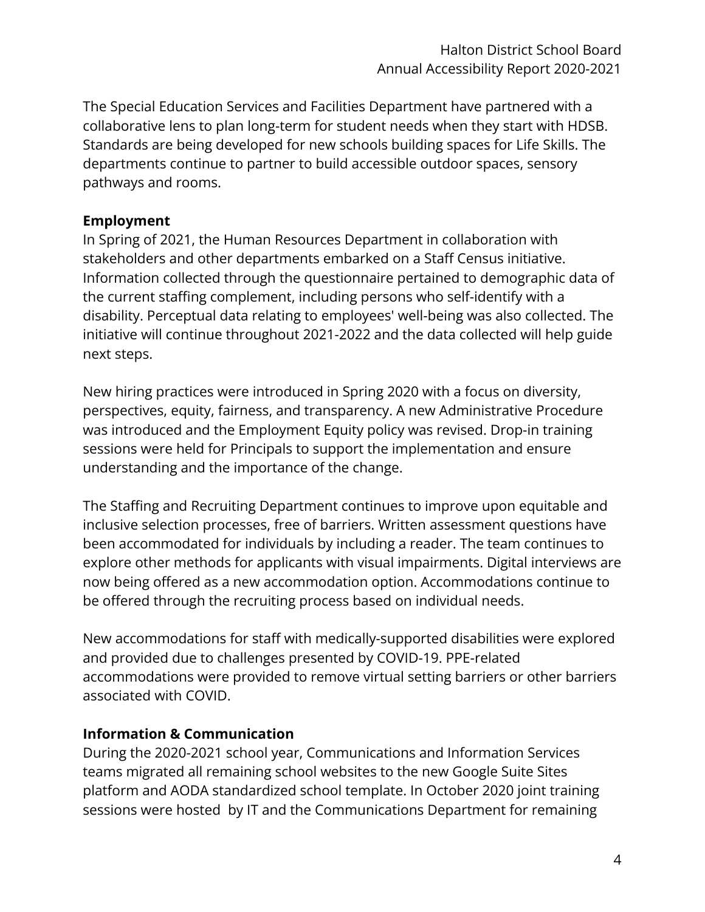The Special Education Services and Facilities Department have partnered with a collaborative lens to plan long-term for student needs when they start with HDSB. Standards are being developed for new schools building spaces for Life Skills. The departments continue to partner to build accessible outdoor spaces, sensory pathways and rooms.

**Employment**

In Spring of 2021, the Human Resources Department in collaboration with stakeholders and other departments embarked on a Staff Census initiative. Information collected through the questionnaire pertained to demographic data of the current staffing complement, including persons who self-identify with a disability. Perceptual data relating to employees' well-being was also collected. The initiative will continue throughout 2021-2022 and the data collected will help guide next steps.

New hiring practices were introduced in Spring 2020 with a focus on diversity, perspectives, equity, fairness, and transparency. A new Administrative Procedure was introduced and the Employment Equity policy was revised. Drop-in training sessions were held for Principals to support the implementation and ensure understanding and the importance of the change.

The Staffing and Recruiting Department continues to improve upon equitable and inclusive selection processes, free of barriers. Written assessment questions have been accommodated for individuals by including a reader. The team continues to explore other methods for applicants with visual impairments. Digital interviews are now being offered as a new accommodation option. Accommodations continue to be offered through the recruiting process based on individual needs.

New accommodations for staff with medically-supported disabilities were explored and provided due to challenges presented by COVID-19. PPE-related accommodations were provided to remove virtual setting barriers or other barriers associated with COVID.

**Information & Communication**

During the 2020-2021 school year, Communications and Information Services teams migrated all remaining school websites to the new Google Suite Sites platform and AODA standardized school template. In October 2020 joint training sessions were hosted by IT and the Communications Department for remaining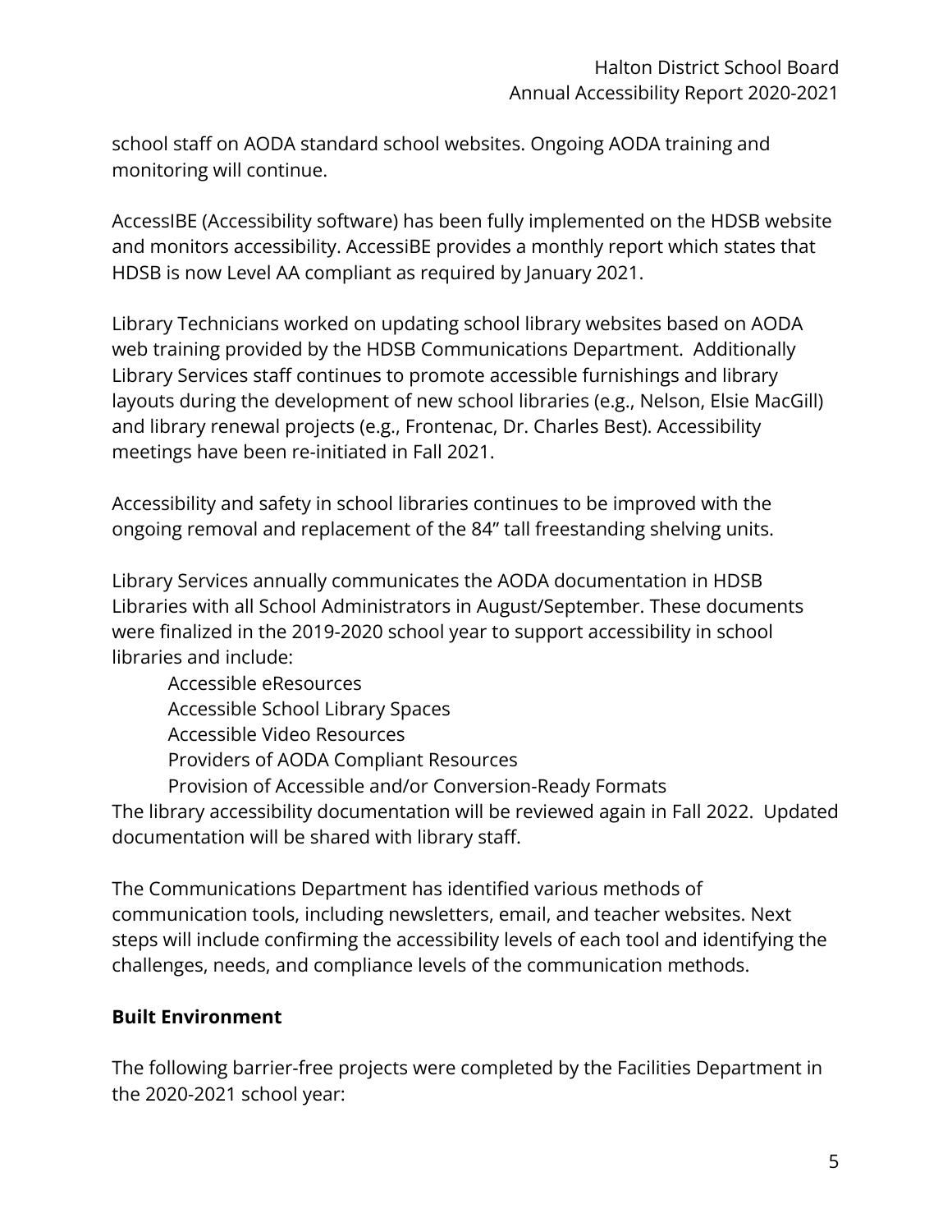school staff on AODA standard school websites. Ongoing AODA training and monitoring will continue.

AccessIBE (Accessibility software) has been fully implemented on the HDSB website and monitors accessibility. AccessiBE provides a monthly report which states that HDSB is now Level AA compliant as required by January 2021.

Library Technicians worked on updating school library websites based on AODA web training provided by the HDSB Communications Department. Additionally Library Services staff continues to promote accessible furnishings and library layouts during the development of new school libraries (e.g., Nelson, Elsie MacGill) and library renewal projects (e.g., Frontenac, Dr. Charles Best). Accessibility meetings have been re-initiated in Fall 2021.

Accessibility and safety in school libraries continues to be improved with the ongoing removal and replacement of the 84" tall freestanding shelving units.

Library Services annually communicates the AODA documentation in HDSB Libraries with all School Administrators in August/September. These documents were finalized in the 2019-2020 school year to support accessibility in school libraries and include:

- Accessible eResources
- Accessible School Library Spaces
- Accessible Video Resources
- Providers of AODA Compliant Resources
- Provision of Accessible and/or Conversion-Ready Formats

The library accessibility documentation will be reviewed again in Fall 2022. Updated documentation will be shared with library staff.

The Communications Department has identified various methods of communication tools, including newsletters, email, and teacher websites. Next steps will include confirming the accessibility levels of each tool and identifying the challenges, needs, and compliance levels of the communication methods.

**Built Environment**

The following barrier-free projects were completed by the Facilities Department in the 2020-2021 school year: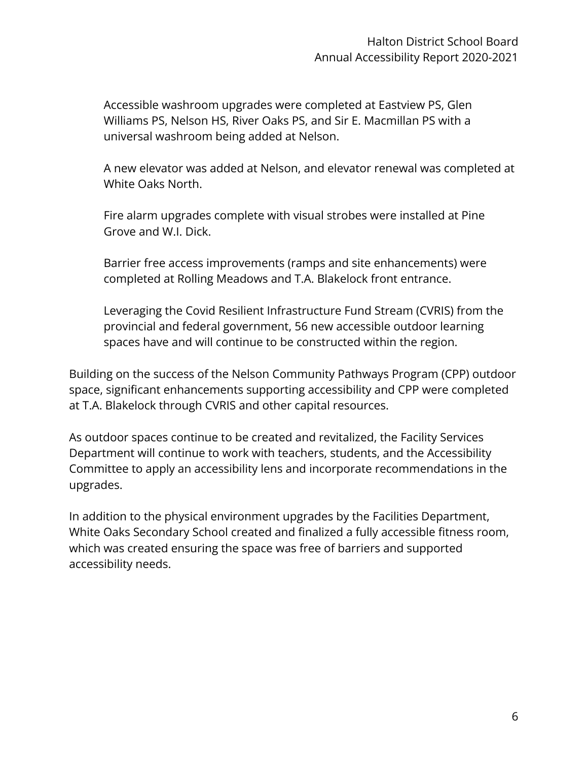Accessible washroom upgrades were completed at Eastview PS, Glen Williams PS, Nelson HS, River Oaks PS, and Sir E. Macmillan PS with a universal washroom being added at Nelson.

A new elevator was added at Nelson, and elevator renewal was completed at White Oaks North.

Fire alarm upgrades complete with visual strobes were installed at Pine Grove and W.I. Dick.

Barrier free access improvements (ramps and site enhancements) were completed at Rolling Meadows and T.A. Blakelock front entrance.

Leveraging the Covid Resilient Infrastructure Fund Stream (CVRIS) from the provincial and federal government, 56 new accessible outdoor learning spaces have and will continue to be constructed within the region.

Building on the success of the Nelson Community Pathways Program (CPP) outdoor space, significant enhancements supporting accessibility and CPP were completed at T.A. Blakelock through CVRIS and other capital resources.

As outdoor spaces continue to be created and revitalized, the Facility Services Department will continue to work with teachers, students, and the Accessibility Committee to apply an accessibility lens and incorporate recommendations in the upgrades.

In addition to the physical environment upgrades by the Facilities Department, White Oaks Secondary School created and finalized a fully accessible fitness room, which was created ensuring the space was free of barriers and supported accessibility needs.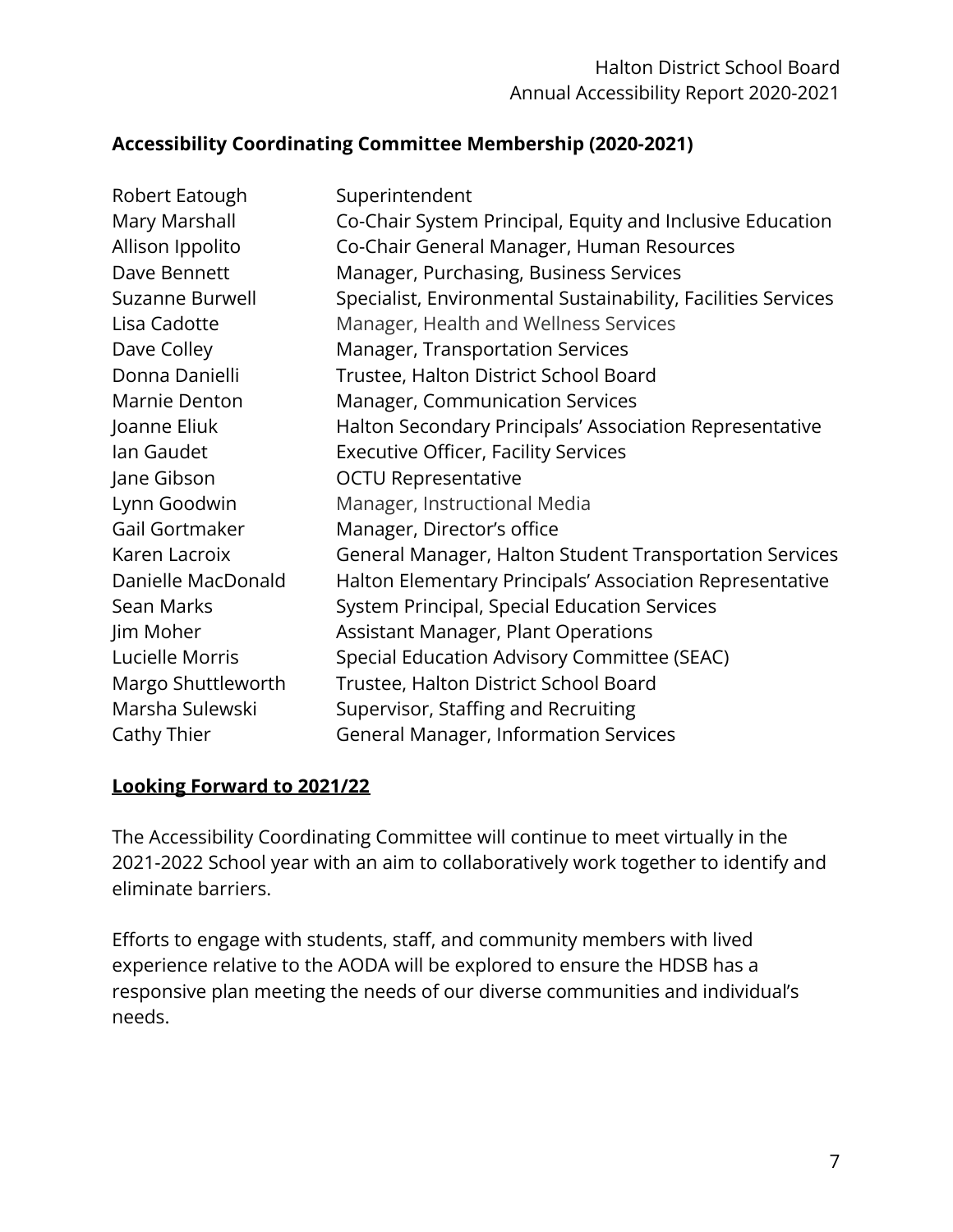**Accessibility Coordinating Committee Membership (2020-2021)**

| | |
|---|---|
| Robert Eatough | Superintendent |
| Mary Marshall | Co-Chair System Principal, Equity and Inclusive Education |
| Allison Ippolito | Co-Chair General Manager, Human Resources |
| Dave Bennett | Manager, Purchasing, Business Services |
| Suzanne Burwell | Specialist, Environmental Sustainability, Facilities Services |
| Lisa Cadotte | Manager, Health and Wellness Services |
| Dave Colley | Manager, Transportation Services |
| Donna Danielli | Trustee, Halton District School Board |
| Marnie Denton | Manager, Communication Services |
| Joanne Eliuk | Halton Secondary Principals' Association Representative |
| Ian Gaudet | Executive Officer, Facility Services |
| Jane Gibson | OCTU Representative |
| Lynn Goodwin | Manager, Instructional Media |
| Gail Gortmaker | Manager, Director's office |
| Karen Lacroix | General Manager, Halton Student Transportation Services |
| Danielle MacDonald | Halton Elementary Principals' Association Representative |
| Sean Marks | System Principal, Special Education Services |
| Jim Moher | Assistant Manager, Plant Operations |
| Lucielle Morris | Special Education Advisory Committee (SEAC) |
| Margo Shuttleworth | Trustee, Halton District School Board |
| Marsha Sulewski | Supervisor, Staffing and Recruiting |
| Cathy Thier | General Manager, Information Services |

**Looking Forward to 2021/22**

The Accessibility Coordinating Committee will continue to meet virtually in the 2021-2022 School year with an aim to collaboratively work together to identify and eliminate barriers.

Efforts to engage with students, staff, and community members with lived experience relative to the AODA will be explored to ensure the HDSB has a responsive plan meeting the needs of our diverse communities and individual's needs.